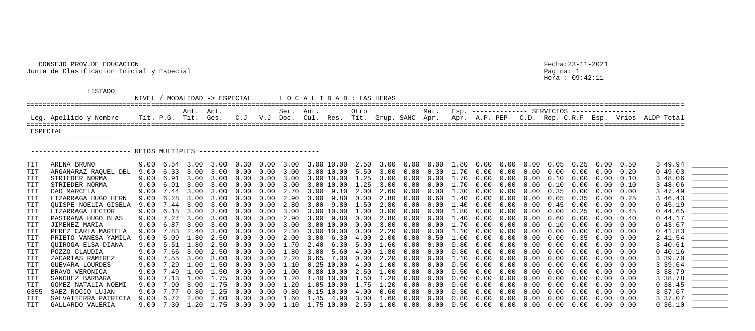CONSEJO PROV.DE EDUCACION
Junta de Clasificacion Inicial y Especial

Fecha:23-11-2021
Pagina: 1
Hora : 09:42:11

LISTADO

NIVEL / MODALIDAD -> ESPECIAL    L O C A L I D A D : LAS HERAS

ESPECIAL

RETOS MULTIPLES

| Leg. | Apellido y Nombre | Tit. | P.G. | Ant. Tit. | Ant. Ges. | C.J | V.J | Ser. Doc. | Ant. Cul. | Res. | Otro Tit. | Grup. | SANC | Mat. Apr. | Esp. Apr. | A.P. | PEP | C.D. | Rep. | C.R.F | Esp. | Vrios | ALDP | Total |
|---|---|---|---|---|---|---|---|---|---|---|---|---|---|---|---|---|---|---|---|---|---|---|---|---|
| TIT | ARENA BRUNO | 9.00 | 6.54 | 3.00 | 3.00 | 0.30 | 0.00 | 3.00 | 3.00 | 10.00 | 2.50 | 3.00 | 0.00 | 0.00 | 1.80 | 0.00 | 0.00 | 0.00 | 0.05 | 0.25 | 0.00 | 0.50 | 3 | 49.94 |
| TIT | ARGANARAZ RAQUEL DEL | 9.00 | 6.33 | 3.00 | 3.00 | 0.00 | 0.00 | 3.00 | 3.00 | 10.00 | 5.50 | 3.00 | 0.00 | 0.30 | 1.70 | 0.00 | 0.00 | 0.00 | 0.00 | 0.00 | 0.00 | 0.20 | 0 | 49.03 |
| TIT | STRIEDER NORMA | 9.00 | 6.91 | 3.00 | 3.00 | 0.00 | 0.00 | 3.00 | 3.00 | 10.00 | 1.25 | 3.00 | 0.00 | 0.00 | 1.70 | 0.00 | 0.00 | 0.00 | 0.10 | 0.00 | 0.00 | 0.10 | 3 | 48.06 |
| TIT | STRIEDER NORMA | 9.00 | 6.91 | 3.00 | 3.00 | 0.00 | 0.00 | 3.00 | 3.00 | 10.00 | 1.25 | 3.00 | 0.00 | 0.00 | 1.70 | 0.00 | 0.00 | 0.00 | 0.10 | 0.00 | 0.00 | 0.10 | 3 | 48.06 |
| TIT | CAO MARCELA | 9.00 | 7.44 | 3.00 | 3.00 | 0.00 | 0.00 | 2.70 | 3.00 | 9.10 | 2.00 | 2.60 | 0.00 | 0.00 | 1.30 | 0.00 | 0.00 | 0.00 | 0.35 | 0.00 | 0.00 | 0.00 | 3 | 47.49 |
| TIT | LIZARRAGA HUGO HERN | 9.00 | 6.28 | 3.00 | 3.00 | 0.00 | 0.00 | 2.90 | 3.00 | 9.80 | 0.00 | 2.80 | 0.00 | 0.60 | 1.40 | 0.00 | 0.00 | 0.00 | 0.05 | 0.35 | 0.00 | 0.25 | 3 | 46.43 |
| TIT | QUISPE NOELIA GISELA | 9.00 | 7.44 | 3.00 | 3.00 | 0.00 | 0.00 | 2.80 | 3.00 | 9.80 | 1.50 | 2.80 | 0.00 | 0.00 | 1.40 | 0.00 | 0.00 | 0.00 | 0.45 | 0.00 | 0.00 | 0.00 | 0 | 45.19 |
| TIT | LIZARRAGA HECTOR | 9.00 | 6.15 | 3.00 | 3.00 | 0.00 | 0.00 | 3.00 | 3.00 | 10.00 | 1.00 | 3.00 | 0.00 | 0.00 | 1.80 | 0.00 | 0.00 | 0.00 | 0.00 | 0.25 | 0.00 | 0.45 | 0 | 44.65 |
| TIT | PASTRANA HUGO BLAS | 9.00 | 7.27 | 3.00 | 3.00 | 0.00 | 0.00 | 2.80 | 3.00 | 9.80 | 0.00 | 2.80 | 0.00 | 0.00 | 1.40 | 0.00 | 0.00 | 0.00 | 0.60 | 0.00 | 0.00 | 0.40 | 0 | 44.17 |
| TIT | JIMENEZ MARIA | 9.00 | 6.87 | 3.00 | 3.00 | 0.00 | 0.00 | 3.00 | 3.00 | 10.00 | 0.00 | 3.00 | 0.00 | 0.00 | 1.70 | 0.00 | 0.00 | 0.00 | 0.10 | 0.00 | 0.00 | 0.00 | 0 | 43.67 |
| TIT | PEREZ CARLA MARIELA | 9.00 | 7.83 | 2.40 | 3.00 | 0.00 | 0.00 | 2.30 | 3.00 | 10.00 | 0.00 | 2.20 | 0.00 | 0.00 | 1.10 | 0.00 | 0.00 | 0.00 | 0.00 | 0.00 | 0.00 | 0.00 | 0 | 41.83 |
| TIT | PRIETO VANESA YAMILA | 9.00 | 6.09 | 1.80 | 2.50 | 0.00 | 0.00 | 2.00 | 3.00 | 6.30 | 4.00 | 2.00 | 0.00 | 0.50 | 1.00 | 0.00 | 0.00 | 0.00 | 0.00 | 0.35 | 0.00 | 0.00 | 2 | 41.54 |
| TIT | QUIROGA ELSA DIANA | 9.00 | 5.51 | 1.80 | 2.50 | 0.00 | 0.00 | 1.70 | 2.40 | 6.30 | 5.00 | 1.60 | 0.00 | 0.00 | 0.80 | 0.00 | 0.00 | 0.00 | 0.00 | 0.00 | 0.00 | 0.00 | 3 | 40.61 |
| TIT | POZZO CLAUDIA | 9.00 | 7.66 | 3.00 | 2.50 | 0.00 | 0.00 | 1.80 | 3.00 | 5.60 | 4.00 | 1.80 | 0.00 | 0.00 | 0.80 | 0.00 | 0.00 | 0.00 | 0.00 | 0.00 | 0.00 | 0.00 | 0 | 40.16 |
| TIT | ZACARIAS RAMIREZ | 9.00 | 7.55 | 3.00 | 3.00 | 0.00 | 0.00 | 2.20 | 0.65 | 7.00 | 0.00 | 2.20 | 0.00 | 0.00 | 1.10 | 0.00 | 0.00 | 0.00 | 0.00 | 0.00 | 0.00 | 0.00 | 3 | 39.70 |
| TIT | GUEVARA LOURDES | 9.00 | 7.29 | 1.00 | 1.50 | 0.00 | 0.00 | 1.10 | 0.25 | 10.00 | 4.00 | 1.00 | 0.00 | 0.00 | 0.50 | 0.00 | 0.00 | 0.00 | 0.00 | 0.00 | 0.00 | 0.00 | 3 | 39.64 |
| TIT | BRAVO VERONICA | 9.00 | 7.49 | 1.00 | 1.50 | 0.00 | 0.00 | 1.00 | 0.80 | 10.00 | 2.50 | 1.00 | 0.00 | 0.00 | 0.50 | 0.00 | 0.00 | 0.00 | 0.00 | 0.00 | 0.00 | 0.00 | 3 | 38.79 |
| TIT | SANCHEZ BARBARA | 9.00 | 7.13 | 1.00 | 1.75 | 0.00 | 0.00 | 1.20 | 1.40 | 10.00 | 1.50 | 1.20 | 0.00 | 0.00 | 0.60 | 0.00 | 0.00 | 0.00 | 0.00 | 0.00 | 0.00 | 0.00 | 3 | 38.78 |
| TIT | GOMEZ NATALIA NOEMI | 9.00 | 7.90 | 3.00 | 1.75 | 0.00 | 0.00 | 1.20 | 1.05 | 10.00 | 1.75 | 1.20 | 0.00 | 0.00 | 0.60 | 0.00 | 0.00 | 0.00 | 0.00 | 0.00 | 0.00 | 0.00 | 0 | 38.45 |
| 6355 | SAEZ ROCIO LUJAN | 9.00 | 7.77 | 0.80 | 1.25 | 0.00 | 0.00 | 0.80 | 0.15 | 10.00 | 4.00 | 0.60 | 0.00 | 0.00 | 0.30 | 0.00 | 0.00 | 0.00 | 0.00 | 0.00 | 0.00 | 0.00 | 3 | 37.67 |
| TIT | SALVATIERRA PATRICIA | 9.00 | 6.72 | 2.00 | 2.00 | 0.00 | 0.00 | 1.60 | 1.45 | 4.90 | 3.00 | 1.60 | 0.00 | 0.00 | 0.80 | 0.00 | 0.00 | 0.00 | 0.00 | 0.00 | 0.00 | 0.00 | 3 | 37.07 |
| TIT | GALLARDO VALERIA | 9.00 | 7.30 | 1.20 | 1.75 | 0.00 | 0.00 | 1.10 | 1.75 | 10.00 | 2.50 | 1.00 | 0.00 | 0.00 | 0.50 | 0.00 | 0.00 | 0.00 | 0.00 | 0.00 | 0.00 | 0.00 | 0 | 36.10 |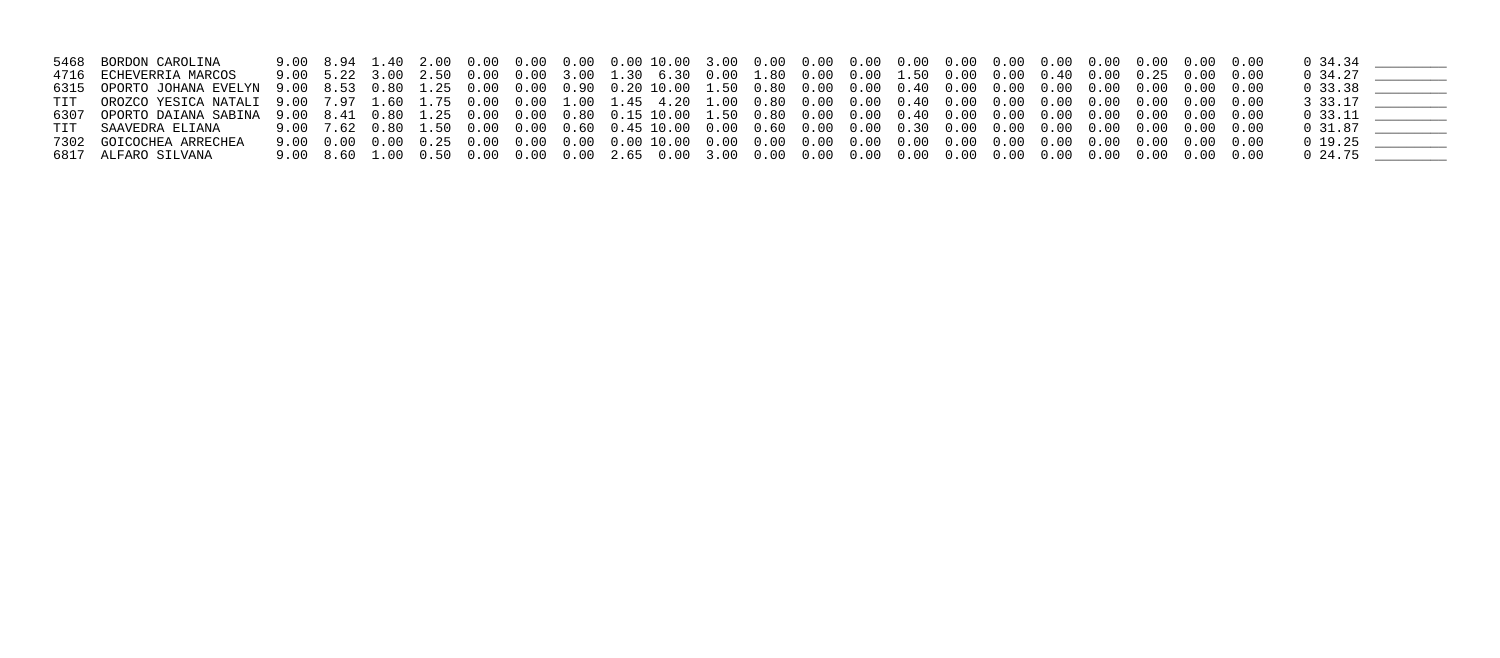| | | | | | | | | | | | | | | | | | | | | | | | | | |
|---|---|---|---|---|---|---|---|---|---|---|---|---|---|---|---|---|---|---|---|---|---|---|---|---|---|
| 5468 | BORDON CAROLINA | 9.00 | 8.94 | 1.40 | 2.00 | 0.00 | 0.00 | 0.00 | 0.00 | 10.00 | 3.00 | 0.00 | 0.00 | 0.00 | 0.00 | 0.00 | 0.00 | 0.00 | 0.00 | 0.00 | 0.00 | 0.00 | 0 | 34.34 | ________ |
| 4716 | ECHEVERRIA MARCOS | 9.00 | 5.22 | 3.00 | 2.50 | 0.00 | 0.00 | 3.00 | 1.30 | 6.30 | 0.00 | 1.80 | 0.00 | 0.00 | 1.50 | 0.00 | 0.00 | 0.40 | 0.00 | 0.25 | 0.00 | 0.00 | 0 | 34.27 | ________ |
| 6315 | OPORTO JOHANA EVELYN | 9.00 | 8.53 | 0.80 | 1.25 | 0.00 | 0.00 | 0.90 | 0.20 | 10.00 | 1.50 | 0.80 | 0.00 | 0.00 | 0.40 | 0.00 | 0.00 | 0.00 | 0.00 | 0.00 | 0.00 | 0.00 | 0 | 33.38 | ________ |
| TIT | OROZCO YESICA NATALI | 9.00 | 7.97 | 1.60 | 1.75 | 0.00 | 0.00 | 1.00 | 1.45 | 4.20 | 1.00 | 0.80 | 0.00 | 0.00 | 0.40 | 0.00 | 0.00 | 0.00 | 0.00 | 0.00 | 0.00 | 0.00 | 3 | 33.17 | ________ |
| 6307 | OPORTO DAIANA SABINA | 9.00 | 8.41 | 0.80 | 1.25 | 0.00 | 0.00 | 0.80 | 0.15 | 10.00 | 1.50 | 0.80 | 0.00 | 0.00 | 0.40 | 0.00 | 0.00 | 0.00 | 0.00 | 0.00 | 0.00 | 0.00 | 0 | 33.11 | ________ |
| TIT | SAAVEDRA ELIANA | 9.00 | 7.62 | 0.80 | 1.50 | 0.00 | 0.00 | 0.60 | 0.45 | 10.00 | 0.00 | 0.60 | 0.00 | 0.00 | 0.30 | 0.00 | 0.00 | 0.00 | 0.00 | 0.00 | 0.00 | 0.00 | 0 | 31.87 | ________ |
| 7302 | GOICOCHEA ARRECHEA | 9.00 | 0.00 | 0.00 | 0.25 | 0.00 | 0.00 | 0.00 | 0.00 | 10.00 | 0.00 | 0.00 | 0.00 | 0.00 | 0.00 | 0.00 | 0.00 | 0.00 | 0.00 | 0.00 | 0.00 | 0.00 | 0 | 19.25 | ________ |
| 6817 | ALFARO SILVANA | 9.00 | 8.60 | 1.00 | 0.50 | 0.00 | 0.00 | 0.00 | 2.65 | 0.00 | 3.00 | 0.00 | 0.00 | 0.00 | 0.00 | 0.00 | 0.00 | 0.00 | 0.00 | 0.00 | 0.00 | 0.00 | 0 | 24.75 | ________ |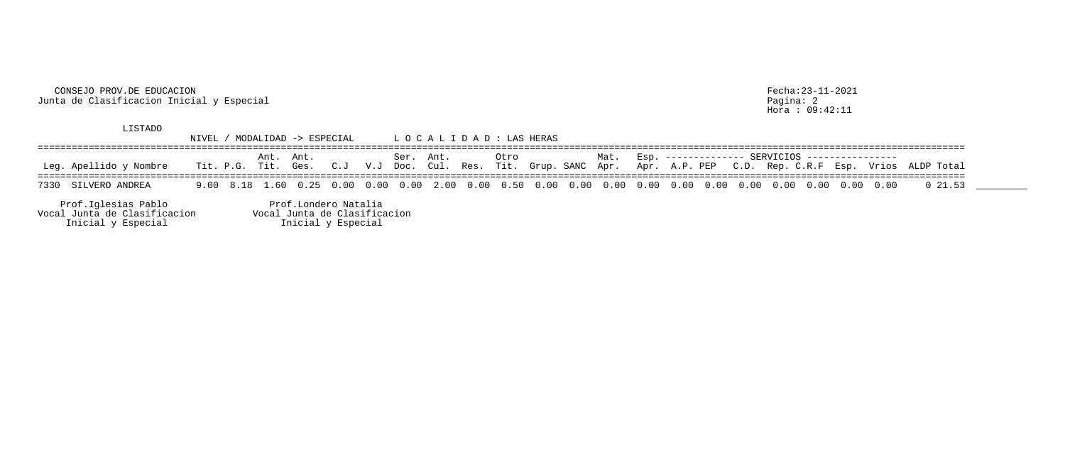CONSEJO PROV.DE EDUCACION
Junta de Clasificacion Inicial y Especial

Fecha:23-11-2021
Hora : 09:42:11

LISTADO

NIVEL / MODALIDAD -> ESPECIAL    L O C A L I D A D : LAS HERAS

| Leg. | Apellido y Nombre | Tit. | P.G. | Ant. Tit. | Ant. Ges. | C.J | V.J | Ser. Doc. | Ant. Cul. | Res. | Otro Tit. | Grup. | SANC | Mat. Apr. | Esp. Apr. | A.P. | PEP | C.D. | Rep. | C.R.F | Esp. | Vrios | ALDP | Total |
|---|---|---|---|---|---|---|---|---|---|---|---|---|---|---|---|---|---|---|---|---|---|---|---|---|
| 7330 | SILVERO ANDREA | 9.00 | 8.18 | 1.60 | 0.25 | 0.00 | 0.00 | 0.00 | 2.00 | 0.00 | 0.50 | 0.00 | 0.00 | 0.00 | 0.00 | 0.00 | 0.00 | 0.00 | 0.00 | 0.00 | 0.00 | 0.00 | 0 | 21.53 |

Prof.Iglesias Pablo
Vocal Junta de Clasificacion
Inicial y Especial

Prof.Londero Natalia
Vocal Junta de Clasificacion
Inicial y Especial